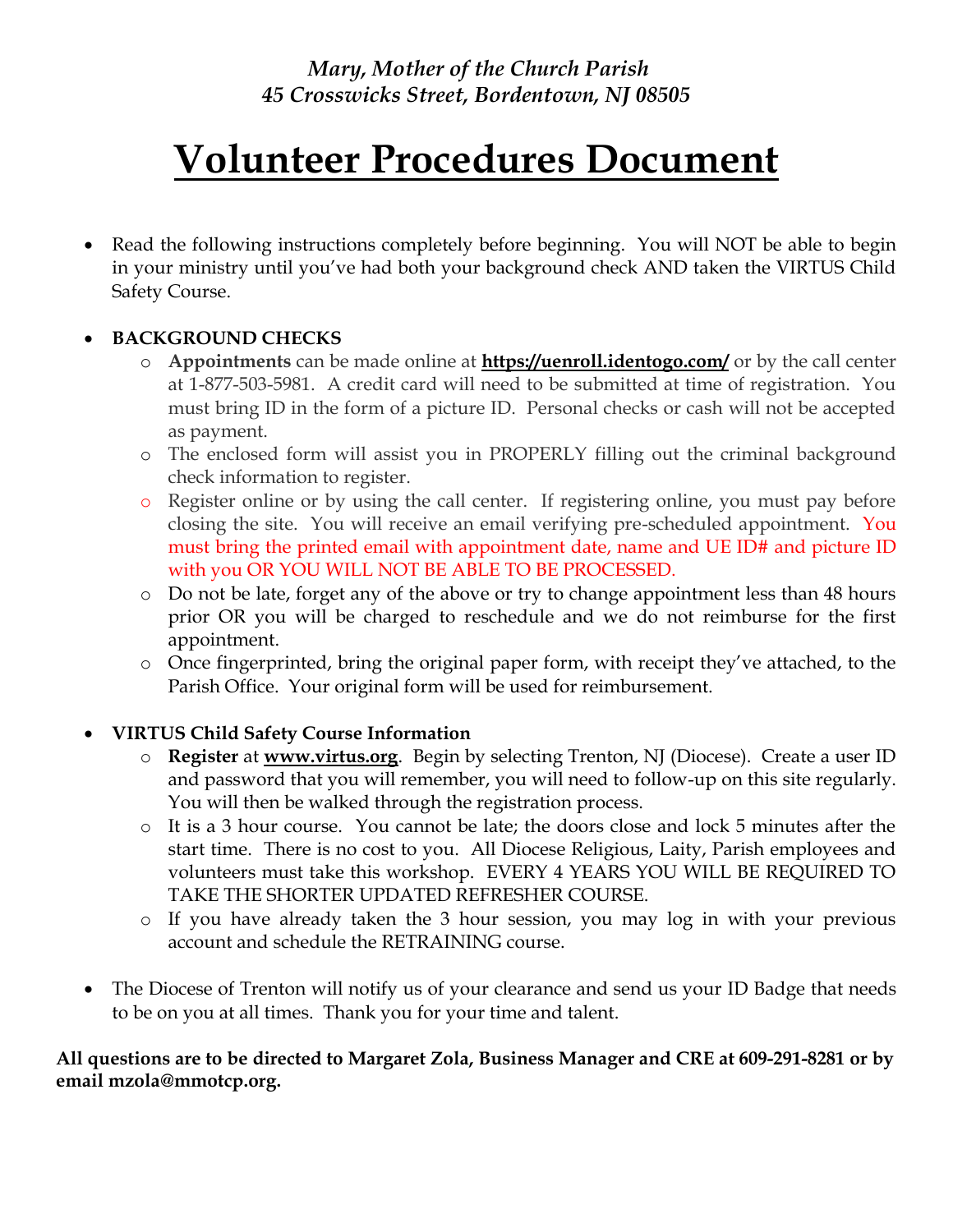*Mary, Mother of the Church Parish*
*45 Crosswicks Street, Bordentown, NJ 08505*

# Volunteer Procedures Document

- Read the following instructions completely before beginning. You will NOT be able to begin in your ministry until you've had both your background check AND taken the VIRTUS Child Safety Course.

- **BACKGROUND CHECKS**
  - **Appointments** can be made online at **https://uenroll.identogo.com/** or by the call center at 1-877-503-5981. A credit card will need to be submitted at time of registration. You must bring ID in the form of a picture ID. Personal checks or cash will not be accepted as payment.
  - The enclosed form will assist you in PROPERLY filling out the criminal background check information to register.
  - Register online or by using the call center. If registering online, you must pay before closing the site. You will receive an email verifying pre-scheduled appointment. You must bring the printed email with appointment date, name and UE ID# and picture ID with you OR YOU WILL NOT BE ABLE TO BE PROCESSED.
  - Do not be late, forget any of the above or try to change appointment less than 48 hours prior OR you will be charged to reschedule and we do not reimburse for the first appointment.
  - Once fingerprinted, bring the original paper form, with receipt they've attached, to the Parish Office. Your original form will be used for reimbursement.

- **VIRTUS Child Safety Course Information**
  - **Register** at **www.virtus.org**. Begin by selecting Trenton, NJ (Diocese). Create a user ID and password that you will remember, you will need to follow-up on this site regularly. You will then be walked through the registration process.
  - It is a 3 hour course. You cannot be late; the doors close and lock 5 minutes after the start time. There is no cost to you. All Diocese Religious, Laity, Parish employees and volunteers must take this workshop. EVERY 4 YEARS YOU WILL BE REQUIRED TO TAKE THE SHORTER UPDATED REFRESHER COURSE.
  - If you have already taken the 3 hour session, you may log in with your previous account and schedule the RETRAINING course.

- The Diocese of Trenton will notify us of your clearance and send us your ID Badge that needs to be on you at all times. Thank you for your time and talent.

**All questions are to be directed to Margaret Zola, Business Manager and CRE at 609-291-8281 or by email mzola@mmotcp.org.**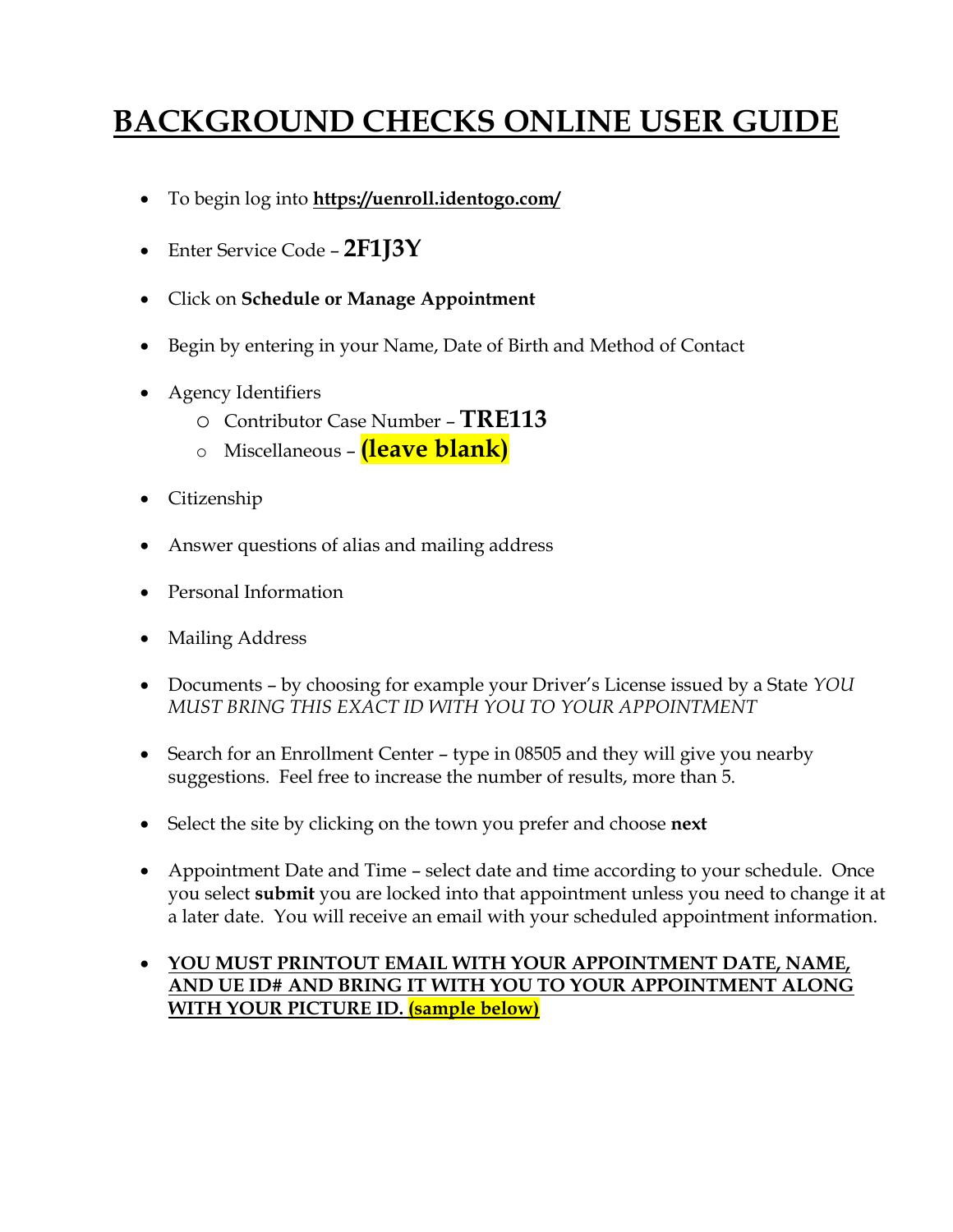# BACKGROUND CHECKS ONLINE USER GUIDE

- To begin log into **https://uenroll.identogo.com/**
- Enter Service Code – **2F1J3Y**
- Click on **Schedule or Manage Appointment**
- Begin by entering in your Name, Date of Birth and Method of Contact
- Agency Identifiers
  - Contributor Case Number – **TRE113**
  - Miscellaneous – **(leave blank)**
- Citizenship
- Answer questions of alias and mailing address
- Personal Information
- Mailing Address
- Documents – by choosing for example your Driver's License issued by a State *YOU MUST BRING THIS EXACT ID WITH YOU TO YOUR APPOINTMENT*
- Search for an Enrollment Center – type in 08505 and they will give you nearby suggestions. Feel free to increase the number of results, more than 5.
- Select the site by clicking on the town you prefer and choose **next**
- Appointment Date and Time – select date and time according to your schedule. Once you select **submit** you are locked into that appointment unless you need to change it at a later date. You will receive an email with your scheduled appointment information.
- **YOU MUST PRINTOUT EMAIL WITH YOUR APPOINTMENT DATE, NAME, AND UE ID# AND BRING IT WITH YOU TO YOUR APPOINTMENT ALONG WITH YOUR PICTURE ID. (sample below)**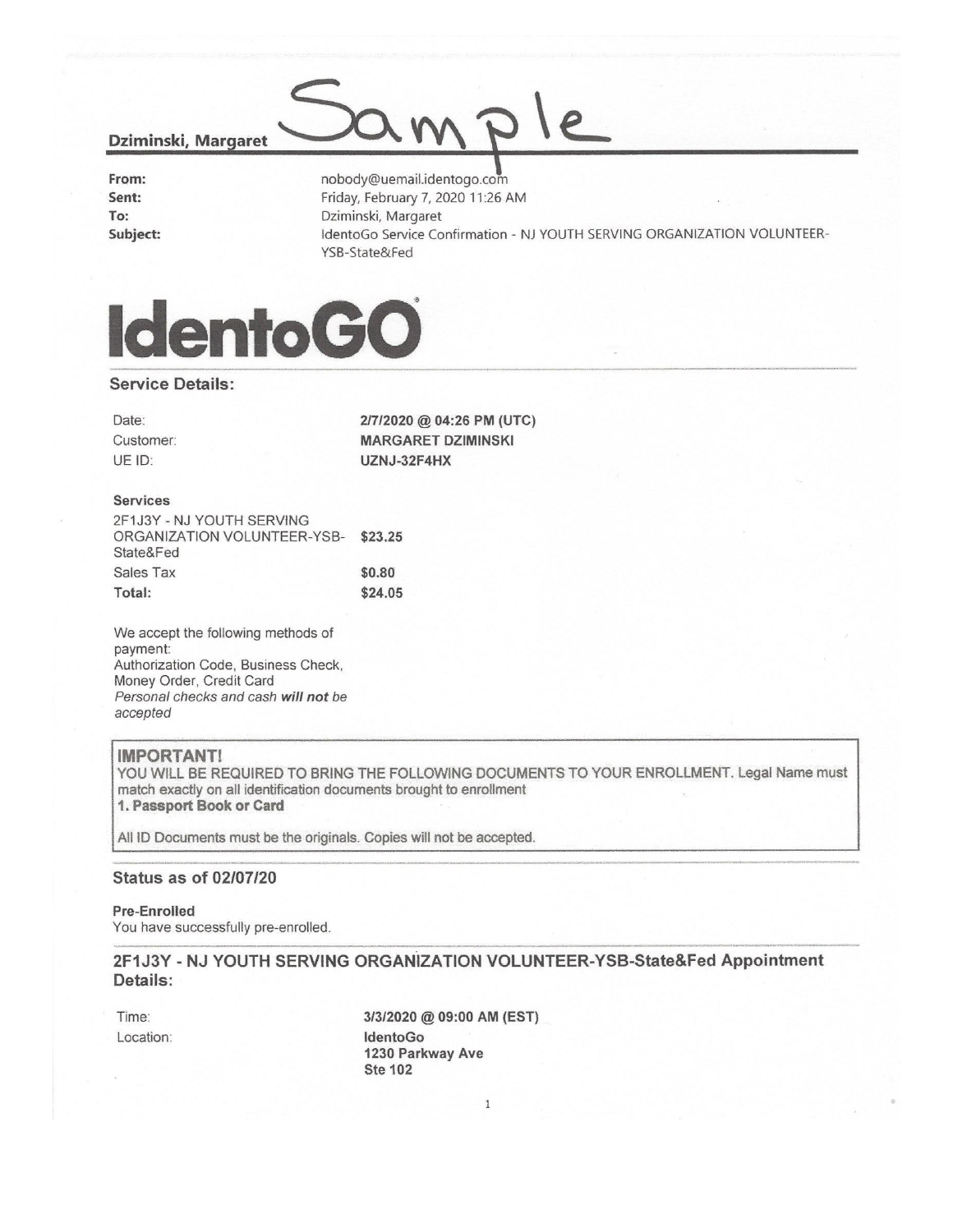**Dziminski, Margaret** Sample

| | |
|---|---|
| **From:** | nobody@uemail.identogo.com |
| **Sent:** | Friday, February 7, 2020 11:26 AM |
| **To:** | Dziminski, Margaret |
| **Subject:** | IdentoGo Service Confirmation - NJ YOUTH SERVING ORGANIZATION VOLUNTEER-YSB-State&Fed |

# IdentoGO®

## Service Details:

| | |
|---|---|
| Date: | **2/7/2020 @ 04:26 PM (UTC)** |
| Customer: | **MARGARET DZIMINSKI** |
| UE ID: | **UZNJ-32F4HX** |

**Services**

| | |
|---|---|
| 2F1J3Y - NJ YOUTH SERVING ORGANIZATION VOLUNTEER-YSB-State&Fed | **$23.25** |
| Sales Tax | **$0.80** |
| **Total:** | **$24.05** |

We accept the following methods of payment:
Authorization Code, Business Check, Money Order, Credit Card
*Personal checks and cash **will not** be accepted*

**IMPORTANT!**
YOU WILL BE REQUIRED TO BRING THE FOLLOWING DOCUMENTS TO YOUR ENROLLMENT. Legal Name must match exactly on all identification documents brought to enrollment
**1. Passport Book or Card**

All ID Documents must be the originals. Copies will not be accepted.

## Status as of 02/07/20

**Pre-Enrolled**
You have successfully pre-enrolled.

## 2F1J3Y - NJ YOUTH SERVING ORGANIZATION VOLUNTEER-YSB-State&Fed Appointment Details:

| | |
|---|---|
| Time: | **3/3/2020 @ 09:00 AM (EST)** |
| Location: | **IdentoGo**<br>**1230 Parkway Ave**<br>**Ste 102** |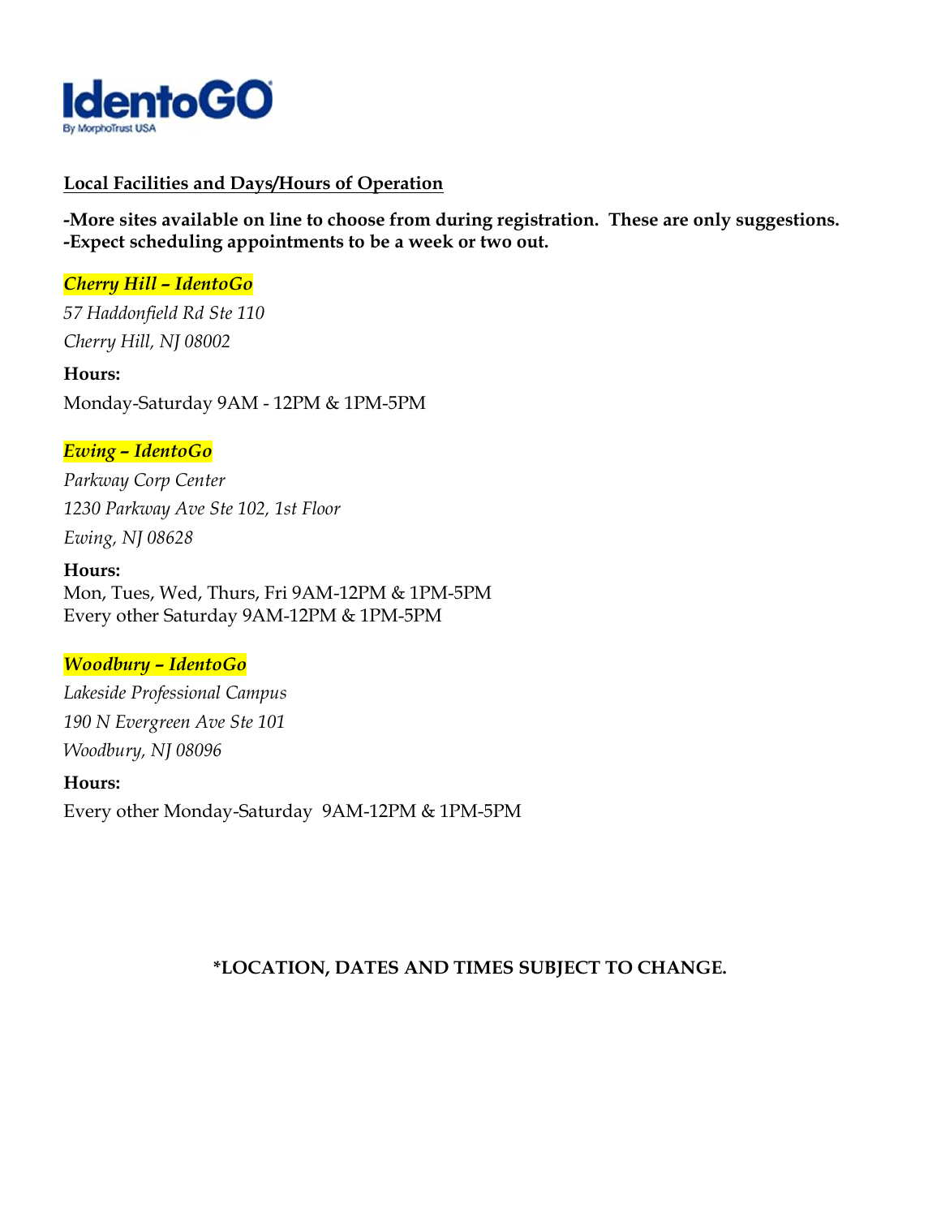IdentoGO
By MorphoTrust USA

**Local Facilities and Days/Hours of Operation**

**-More sites available on line to choose from during registration. These are only suggestions.**
**-Expect scheduling appointments to be a week or two out.**

***Cherry Hill – IdentoGo***

*57 Haddonfield Rd Ste 110*
*Cherry Hill, NJ 08002*

**Hours:**

Monday-Saturday 9AM - 12PM & 1PM-5PM

***Ewing – IdentoGo***

*Parkway Corp Center*
*1230 Parkway Ave Ste 102, 1st Floor*
*Ewing, NJ 08628*

**Hours:**
Mon, Tues, Wed, Thurs, Fri 9AM-12PM & 1PM-5PM
Every other Saturday 9AM-12PM & 1PM-5PM

***Woodbury – IdentoGo***

*Lakeside Professional Campus*
*190 N Evergreen Ave Ste 101*
*Woodbury, NJ 08096*

**Hours:**

Every other Monday-Saturday 9AM-12PM & 1PM-5PM

**\*LOCATION, DATES AND TIMES SUBJECT TO CHANGE.**